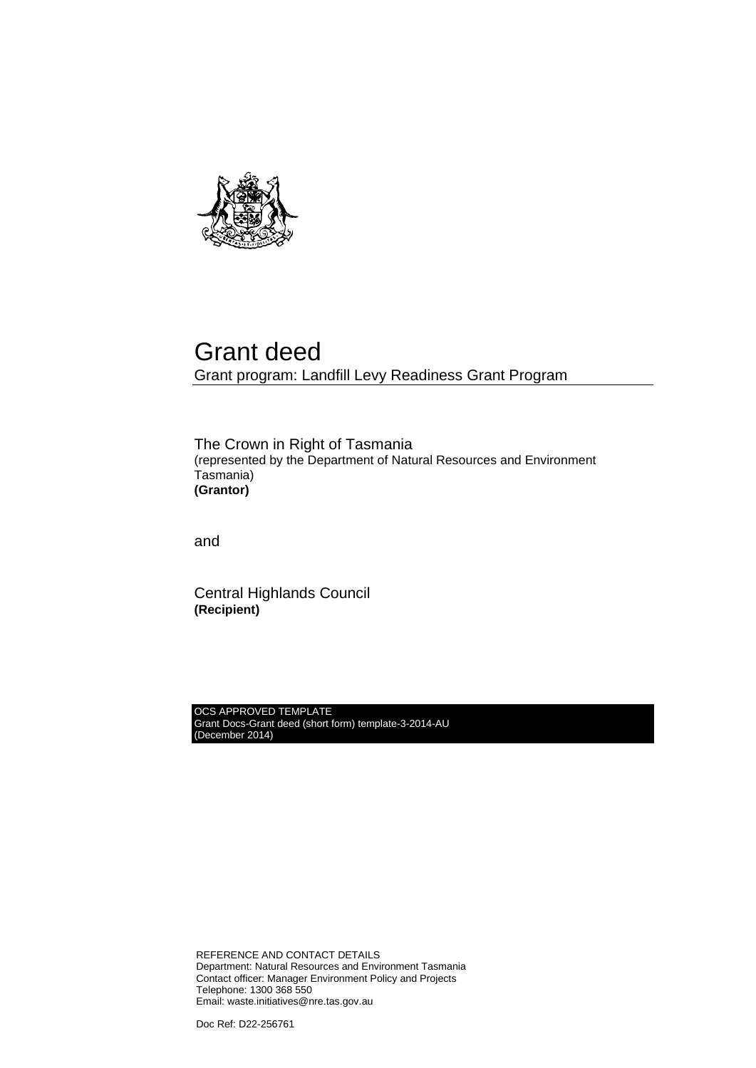# Grant deed

Grant program: Landfill Levy Readiness Grant Program

The Crown in Right of Tasmania
(represented by the Department of Natural Resources and Environment Tasmania)
**(Grantor)**

and

Central Highlands Council
**(Recipient)**

OCS APPROVED TEMPLATE
Grant Docs-Grant deed (short form) template-3-2014-AU
(December 2014)

REFERENCE AND CONTACT DETAILS
Department: Natural Resources and Environment Tasmania
Contact officer: Manager Environment Policy and Projects
Telephone: 1300 368 550
Email: waste.initiatives@nre.tas.gov.au

Doc Ref: D22-256761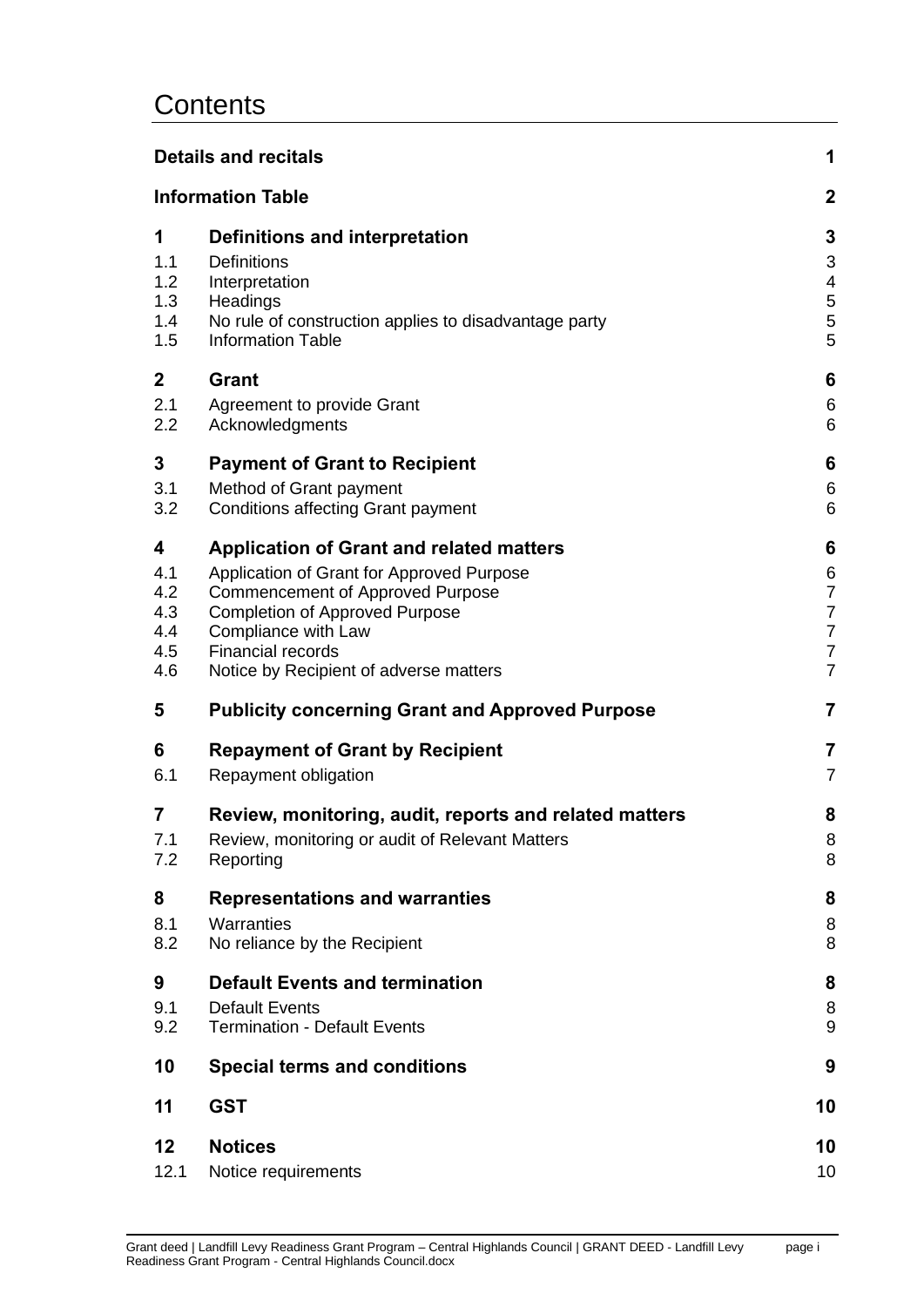# Contents

| | | |
|---|---|---|
| **Details and recitals** | | **1** |
| **Information Table** | | **2** |
| **1** | **Definitions and interpretation** | **3** |
| 1.1 | Definitions | 3 |
| 1.2 | Interpretation | 4 |
| 1.3 | Headings | 5 |
| 1.4 | No rule of construction applies to disadvantage party | 5 |
| 1.5 | Information Table | 5 |
| **2** | **Grant** | **6** |
| 2.1 | Agreement to provide Grant | 6 |
| 2.2 | Acknowledgments | 6 |
| **3** | **Payment of Grant to Recipient** | **6** |
| 3.1 | Method of Grant payment | 6 |
| 3.2 | Conditions affecting Grant payment | 6 |
| **4** | **Application of Grant and related matters** | **6** |
| 4.1 | Application of Grant for Approved Purpose | 6 |
| 4.2 | Commencement of Approved Purpose | 7 |
| 4.3 | Completion of Approved Purpose | 7 |
| 4.4 | Compliance with Law | 7 |
| 4.5 | Financial records | 7 |
| 4.6 | Notice by Recipient of adverse matters | 7 |
| **5** | **Publicity concerning Grant and Approved Purpose** | **7** |
| **6** | **Repayment of Grant by Recipient** | **7** |
| 6.1 | Repayment obligation | 7 |
| **7** | **Review, monitoring, audit, reports and related matters** | **8** |
| 7.1 | Review, monitoring or audit of Relevant Matters | 8 |
| 7.2 | Reporting | 8 |
| **8** | **Representations and warranties** | **8** |
| 8.1 | Warranties | 8 |
| 8.2 | No reliance by the Recipient | 8 |
| **9** | **Default Events and termination** | **8** |
| 9.1 | Default Events | 8 |
| 9.2 | Termination - Default Events | 9 |
| **10** | **Special terms and conditions** | **9** |
| **11** | **GST** | **10** |
| **12** | **Notices** | **10** |
| 12.1 | Notice requirements | 10 |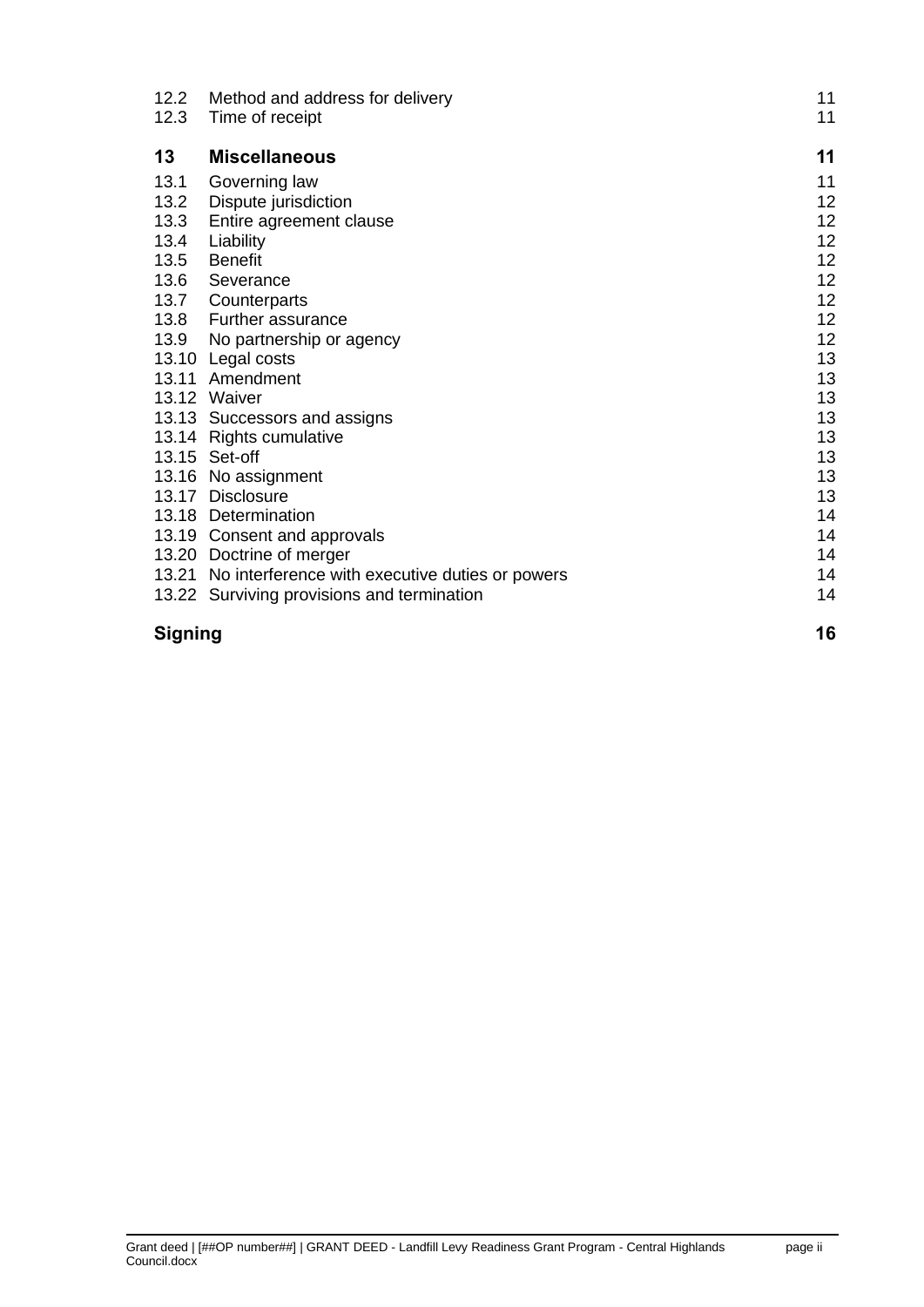| | | |
|---|---|---|
| 12.2 | Method and address for delivery | 11 |
| 12.3 | Time of receipt | 11 |
| **13** | **Miscellaneous** | **11** |
| 13.1 | Governing law | 11 |
| 13.2 | Dispute jurisdiction | 12 |
| 13.3 | Entire agreement clause | 12 |
| 13.4 | Liability | 12 |
| 13.5 | Benefit | 12 |
| 13.6 | Severance | 12 |
| 13.7 | Counterparts | 12 |
| 13.8 | Further assurance | 12 |
| 13.9 | No partnership or agency | 12 |
| 13.10 | Legal costs | 13 |
| 13.11 | Amendment | 13 |
| 13.12 | Waiver | 13 |
| 13.13 | Successors and assigns | 13 |
| 13.14 | Rights cumulative | 13 |
| 13.15 | Set-off | 13 |
| 13.16 | No assignment | 13 |
| 13.17 | Disclosure | 13 |
| 13.18 | Determination | 14 |
| 13.19 | Consent and approvals | 14 |
| 13.20 | Doctrine of merger | 14 |
| 13.21 | No interference with executive duties or powers | 14 |
| 13.22 | Surviving provisions and termination | 14 |
| **Signing** | | **16** |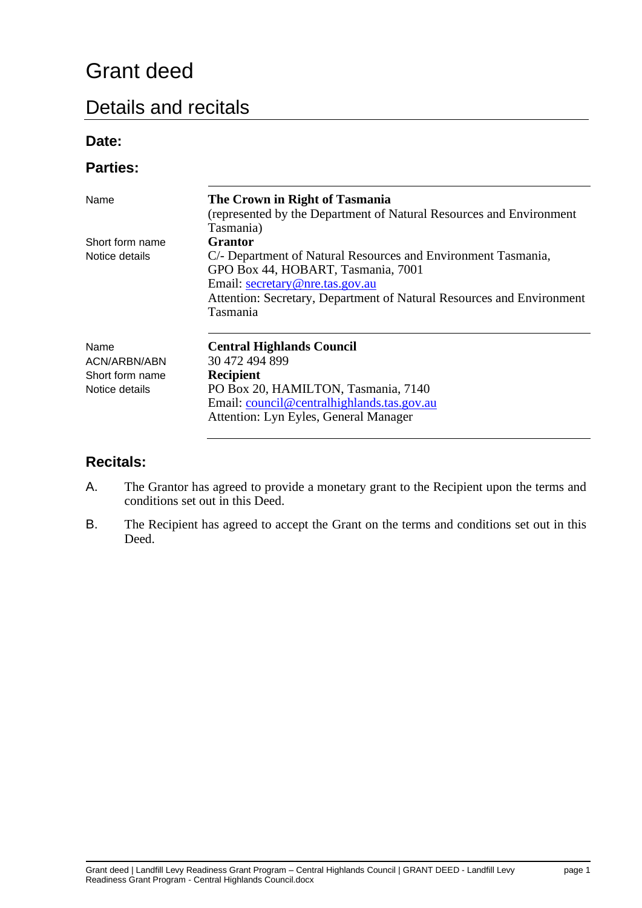# Grant deed

## Details and recitals

### Date:

### Parties:

| | |
|---|---|
| Name | **The Crown in Right of Tasmania** (represented by the Department of Natural Resources and Environment Tasmania) |
| Short form name | **Grantor** |
| Notice details | C/- Department of Natural Resources and Environment Tasmania, GPO Box 44, HOBART, Tasmania, 7001<br>Email: secretary@nre.tas.gov.au<br>Attention: Secretary, Department of Natural Resources and Environment Tasmania |

| | |
|---|---|
| Name | **Central Highlands Council** |
| ACN/ARBN/ABN | 30 472 494 899 |
| Short form name | **Recipient** |
| Notice details | PO Box 20, HAMILTON, Tasmania, 7140<br>Email: council@centralhighlands.tas.gov.au<br>Attention: Lyn Eyles, General Manager |

### Recitals:

A. The Grantor has agreed to provide a monetary grant to the Recipient upon the terms and conditions set out in this Deed.

B. The Recipient has agreed to accept the Grant on the terms and conditions set out in this Deed.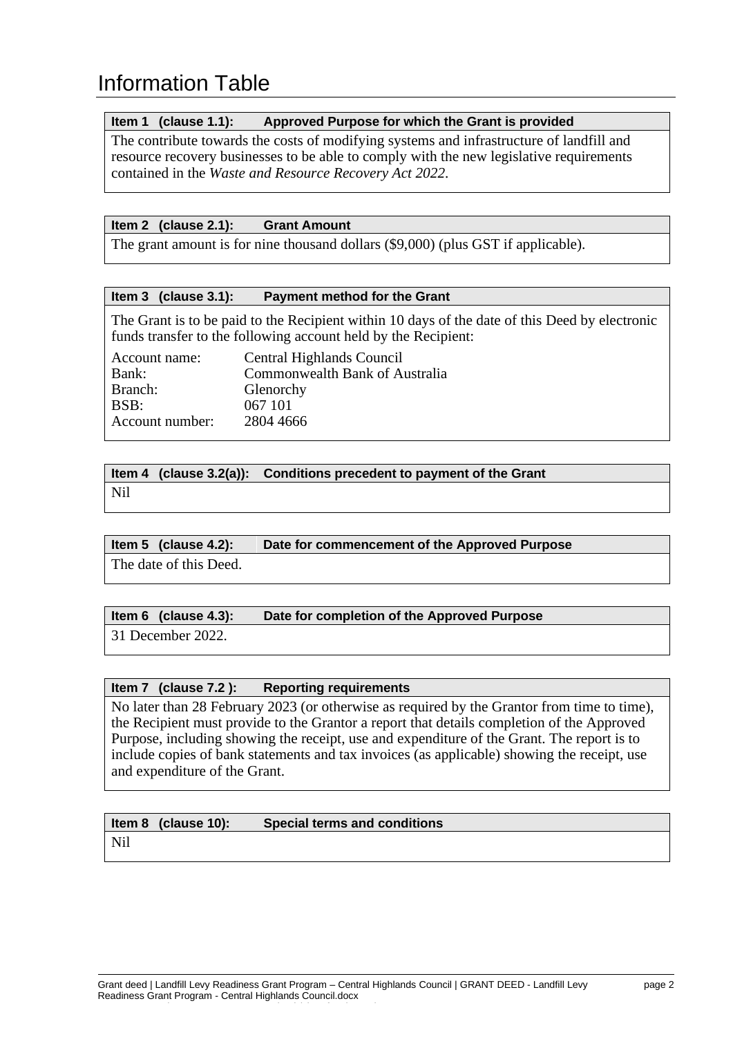# Information Table

| Item 1 (clause 1.1): | Approved Purpose for which the Grant is provided |
|---|---|
| The contribute towards the costs of modifying systems and infrastructure of landfill and resource recovery businesses to be able to comply with the new legislative requirements contained in the *Waste and Resource Recovery Act 2022*. | |

| Item 2 (clause 2.1): | Grant Amount |
|---|---|
| The grant amount is for nine thousand dollars ($9,000) (plus GST if applicable). | |

| Item 3 (clause 3.1): | Payment method for the Grant |
|---|---|
| The Grant is to be paid to the Recipient within 10 days of the date of this Deed by electronic funds transfer to the following account held by the Recipient: | |
| Account name: | Central Highlands Council |
| Bank: | Commonwealth Bank of Australia |
| Branch: | Glenorchy |
| BSB: | 067 101 |
| Account number: | 2804 4666 |

| Item 4 (clause 3.2(a)): | Conditions precedent to payment of the Grant |
|---|---|
| Nil | |

| Item 5 (clause 4.2): | Date for commencement of the Approved Purpose |
|---|---|
| The date of this Deed. | |

| Item 6 (clause 4.3): | Date for completion of the Approved Purpose |
|---|---|
| 31 December 2022. | |

| Item 7 (clause 7.2 ): | Reporting requirements |
|---|---|
| No later than 28 February 2023 (or otherwise as required by the Grantor from time to time), the Recipient must provide to the Grantor a report that details completion of the Approved Purpose, including showing the receipt, use and expenditure of the Grant. The report is to include copies of bank statements and tax invoices (as applicable) showing the receipt, use and expenditure of the Grant. | |

| Item 8 (clause 10): | Special terms and conditions |
|---|---|
| Nil | |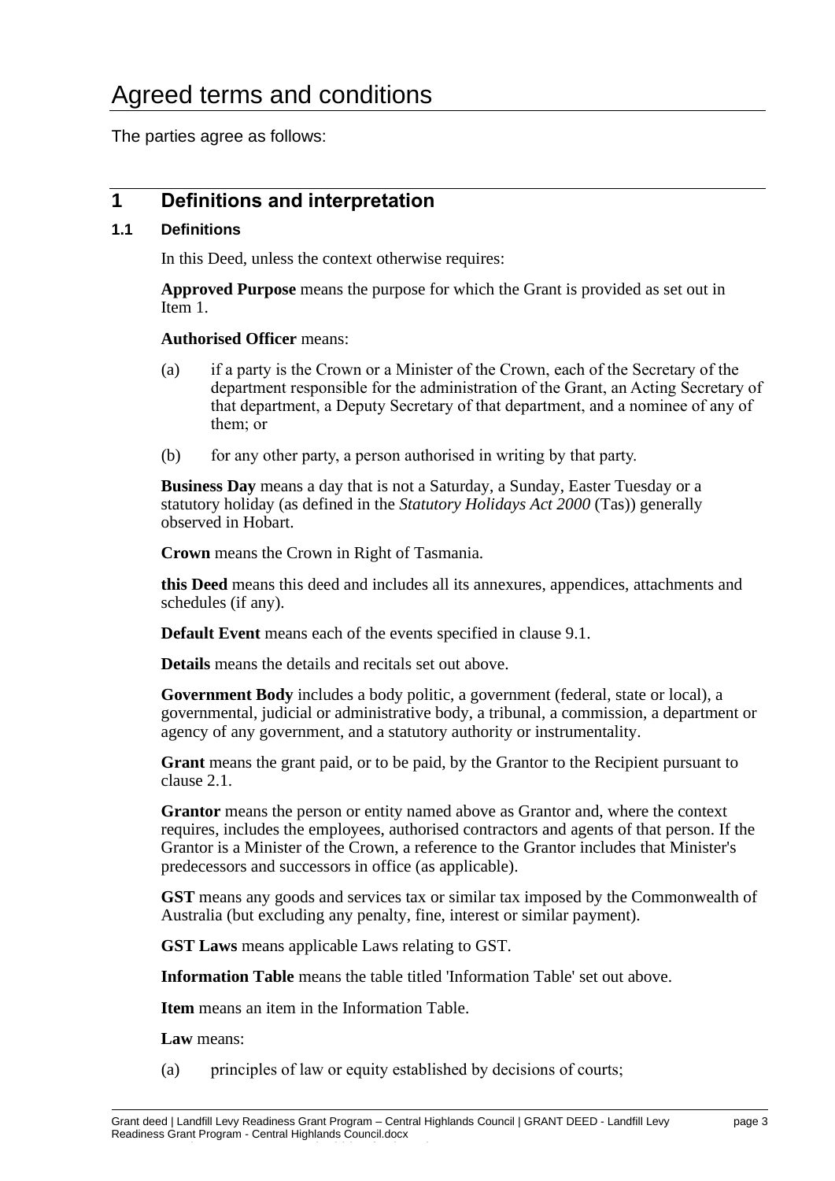# Agreed terms and conditions

The parties agree as follows:

## 1 Definitions and interpretation

### 1.1 Definitions

In this Deed, unless the context otherwise requires:

**Approved Purpose** means the purpose for which the Grant is provided as set out in Item 1.

**Authorised Officer** means:

(a) if a party is the Crown or a Minister of the Crown, each of the Secretary of the department responsible for the administration of the Grant, an Acting Secretary of that department, a Deputy Secretary of that department, and a nominee of any of them; or

(b) for any other party, a person authorised in writing by that party.

**Business Day** means a day that is not a Saturday, a Sunday, Easter Tuesday or a statutory holiday (as defined in the *Statutory Holidays Act 2000* (Tas)) generally observed in Hobart.

**Crown** means the Crown in Right of Tasmania.

**this Deed** means this deed and includes all its annexures, appendices, attachments and schedules (if any).

**Default Event** means each of the events specified in clause 9.1.

**Details** means the details and recitals set out above.

**Government Body** includes a body politic, a government (federal, state or local), a governmental, judicial or administrative body, a tribunal, a commission, a department or agency of any government, and a statutory authority or instrumentality.

**Grant** means the grant paid, or to be paid, by the Grantor to the Recipient pursuant to clause 2.1.

**Grantor** means the person or entity named above as Grantor and, where the context requires, includes the employees, authorised contractors and agents of that person. If the Grantor is a Minister of the Crown, a reference to the Grantor includes that Minister's predecessors and successors in office (as applicable).

**GST** means any goods and services tax or similar tax imposed by the Commonwealth of Australia (but excluding any penalty, fine, interest or similar payment).

**GST Laws** means applicable Laws relating to GST.

**Information Table** means the table titled 'Information Table' set out above.

**Item** means an item in the Information Table.

**Law** means:

(a) principles of law or equity established by decisions of courts;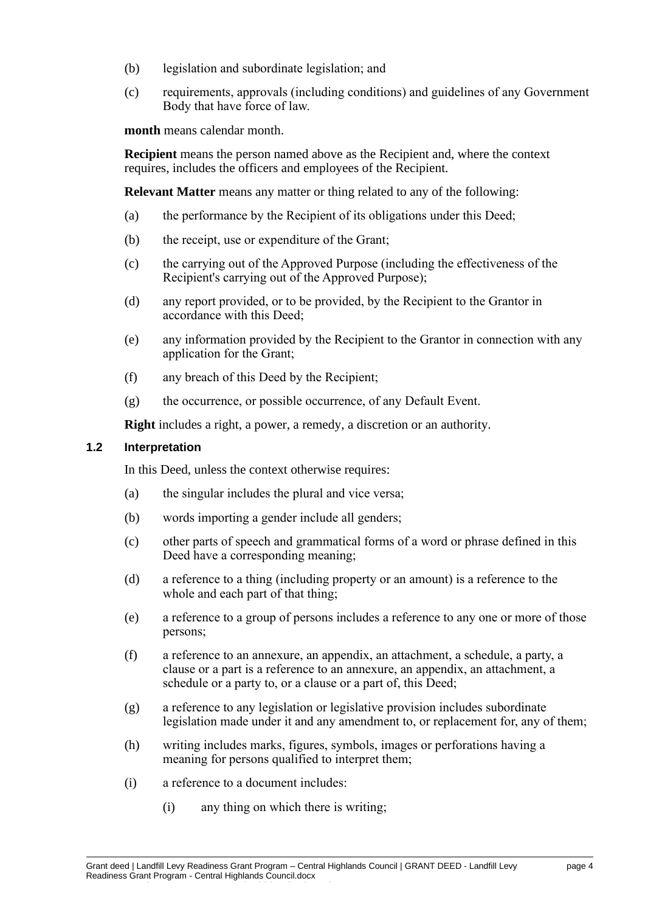(b) legislation and subordinate legislation; and

(c) requirements, approvals (including conditions) and guidelines of any Government Body that have force of law.

**month** means calendar month.

**Recipient** means the person named above as the Recipient and, where the context requires, includes the officers and employees of the Recipient.

**Relevant Matter** means any matter or thing related to any of the following:

(a) the performance by the Recipient of its obligations under this Deed;

(b) the receipt, use or expenditure of the Grant;

(c) the carrying out of the Approved Purpose (including the effectiveness of the Recipient's carrying out of the Approved Purpose);

(d) any report provided, or to be provided, by the Recipient to the Grantor in accordance with this Deed;

(e) any information provided by the Recipient to the Grantor in connection with any application for the Grant;

(f) any breach of this Deed by the Recipient;

(g) the occurrence, or possible occurrence, of any Default Event.

**Right** includes a right, a power, a remedy, a discretion or an authority.

### 1.2 Interpretation

In this Deed, unless the context otherwise requires:

(a) the singular includes the plural and vice versa;

(b) words importing a gender include all genders;

(c) other parts of speech and grammatical forms of a word or phrase defined in this Deed have a corresponding meaning;

(d) a reference to a thing (including property or an amount) is a reference to the whole and each part of that thing;

(e) a reference to a group of persons includes a reference to any one or more of those persons;

(f) a reference to an annexure, an appendix, an attachment, a schedule, a party, a clause or a part is a reference to an annexure, an appendix, an attachment, a schedule or a party to, or a clause or a part of, this Deed;

(g) a reference to any legislation or legislative provision includes subordinate legislation made under it and any amendment to, or replacement for, any of them;

(h) writing includes marks, figures, symbols, images or perforations having a meaning for persons qualified to interpret them;

(i) a reference to a document includes:

  (i) any thing on which there is writing;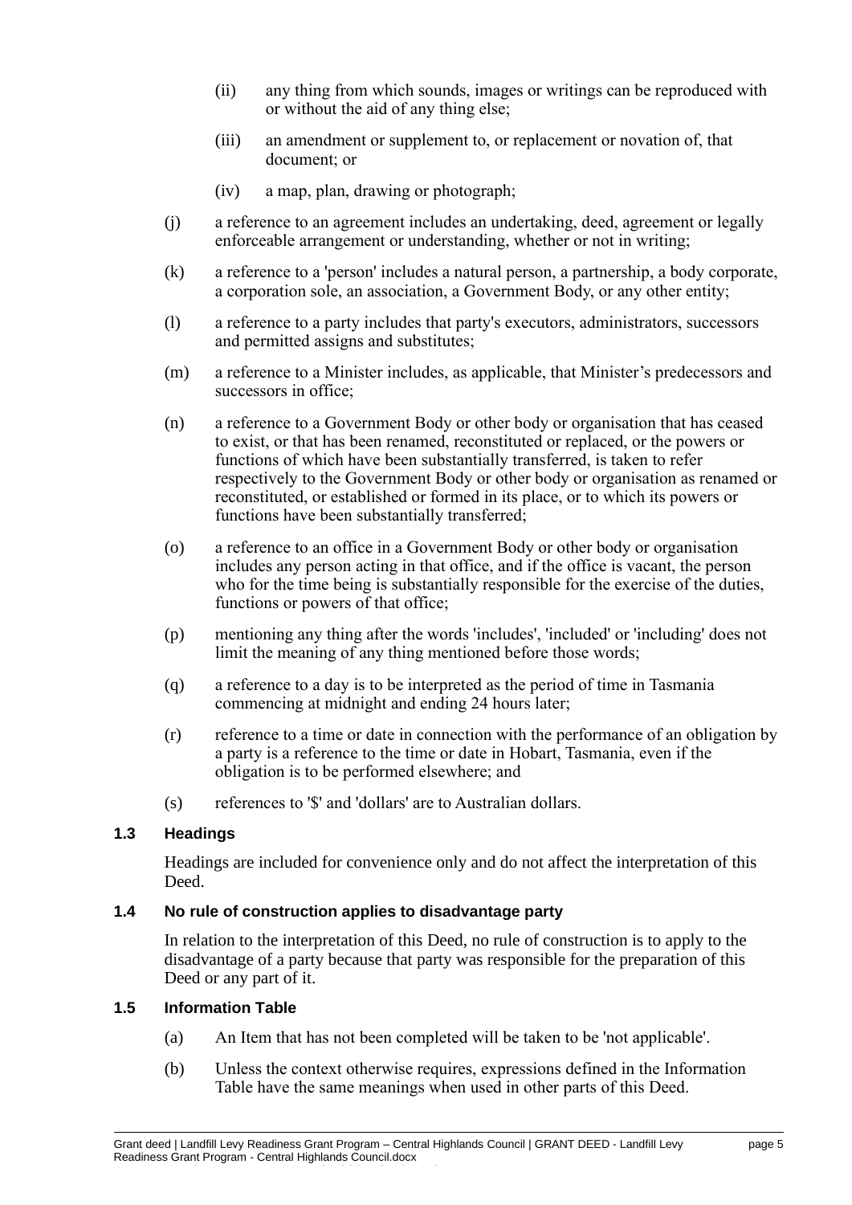(ii) any thing from which sounds, images or writings can be reproduced with or without the aid of any thing else;

(iii) an amendment or supplement to, or replacement or novation of, that document; or

(iv) a map, plan, drawing or photograph;

(j) a reference to an agreement includes an undertaking, deed, agreement or legally enforceable arrangement or understanding, whether or not in writing;

(k) a reference to a 'person' includes a natural person, a partnership, a body corporate, a corporation sole, an association, a Government Body, or any other entity;

(l) a reference to a party includes that party's executors, administrators, successors and permitted assigns and substitutes;

(m) a reference to a Minister includes, as applicable, that Minister's predecessors and successors in office;

(n) a reference to a Government Body or other body or organisation that has ceased to exist, or that has been renamed, reconstituted or replaced, or the powers or functions of which have been substantially transferred, is taken to refer respectively to the Government Body or other body or organisation as renamed or reconstituted, or established or formed in its place, or to which its powers or functions have been substantially transferred;

(o) a reference to an office in a Government Body or other body or organisation includes any person acting in that office, and if the office is vacant, the person who for the time being is substantially responsible for the exercise of the duties, functions or powers of that office;

(p) mentioning any thing after the words 'includes', 'included' or 'including' does not limit the meaning of any thing mentioned before those words;

(q) a reference to a day is to be interpreted as the period of time in Tasmania commencing at midnight and ending 24 hours later;

(r) reference to a time or date in connection with the performance of an obligation by a party is a reference to the time or date in Hobart, Tasmania, even if the obligation is to be performed elsewhere; and

(s) references to '$' and 'dollars' are to Australian dollars.

### 1.3 Headings

Headings are included for convenience only and do not affect the interpretation of this Deed.

### 1.4 No rule of construction applies to disadvantage party

In relation to the interpretation of this Deed, no rule of construction is to apply to the disadvantage of a party because that party was responsible for the preparation of this Deed or any part of it.

### 1.5 Information Table

(a) An Item that has not been completed will be taken to be 'not applicable'.

(b) Unless the context otherwise requires, expressions defined in the Information Table have the same meanings when used in other parts of this Deed.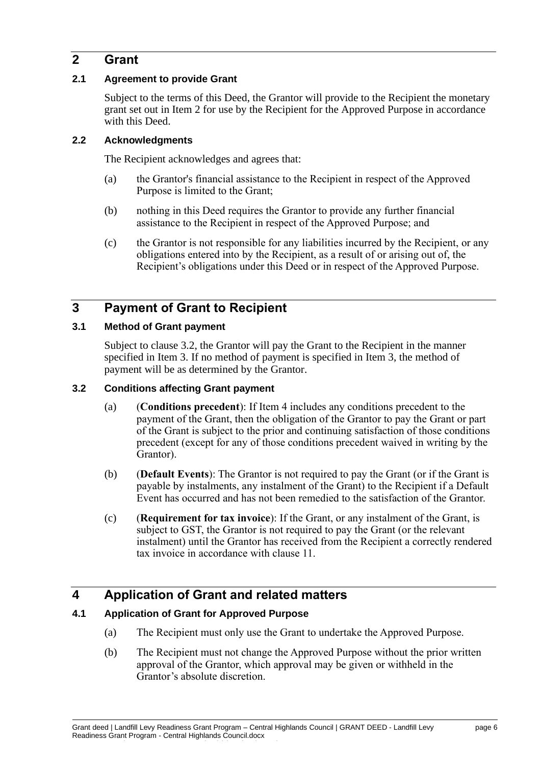## 2 Grant

### 2.1 Agreement to provide Grant

Subject to the terms of this Deed, the Grantor will provide to the Recipient the monetary grant set out in Item 2 for use by the Recipient for the Approved Purpose in accordance with this Deed.

### 2.2 Acknowledgments

The Recipient acknowledges and agrees that:

(a) the Grantor's financial assistance to the Recipient in respect of the Approved Purpose is limited to the Grant;

(b) nothing in this Deed requires the Grantor to provide any further financial assistance to the Recipient in respect of the Approved Purpose; and

(c) the Grantor is not responsible for any liabilities incurred by the Recipient, or any obligations entered into by the Recipient, as a result of or arising out of, the Recipient's obligations under this Deed or in respect of the Approved Purpose.

## 3 Payment of Grant to Recipient

### 3.1 Method of Grant payment

Subject to clause 3.2, the Grantor will pay the Grant to the Recipient in the manner specified in Item 3. If no method of payment is specified in Item 3, the method of payment will be as determined by the Grantor.

### 3.2 Conditions affecting Grant payment

(a) (**Conditions precedent**): If Item 4 includes any conditions precedent to the payment of the Grant, then the obligation of the Grantor to pay the Grant or part of the Grant is subject to the prior and continuing satisfaction of those conditions precedent (except for any of those conditions precedent waived in writing by the Grantor).

(b) (**Default Events**): The Grantor is not required to pay the Grant (or if the Grant is payable by instalments, any instalment of the Grant) to the Recipient if a Default Event has occurred and has not been remedied to the satisfaction of the Grantor.

(c) (**Requirement for tax invoice**): If the Grant, or any instalment of the Grant, is subject to GST, the Grantor is not required to pay the Grant (or the relevant instalment) until the Grantor has received from the Recipient a correctly rendered tax invoice in accordance with clause 11.

## 4 Application of Grant and related matters

### 4.1 Application of Grant for Approved Purpose

(a) The Recipient must only use the Grant to undertake the Approved Purpose.

(b) The Recipient must not change the Approved Purpose without the prior written approval of the Grantor, which approval may be given or withheld in the Grantor's absolute discretion.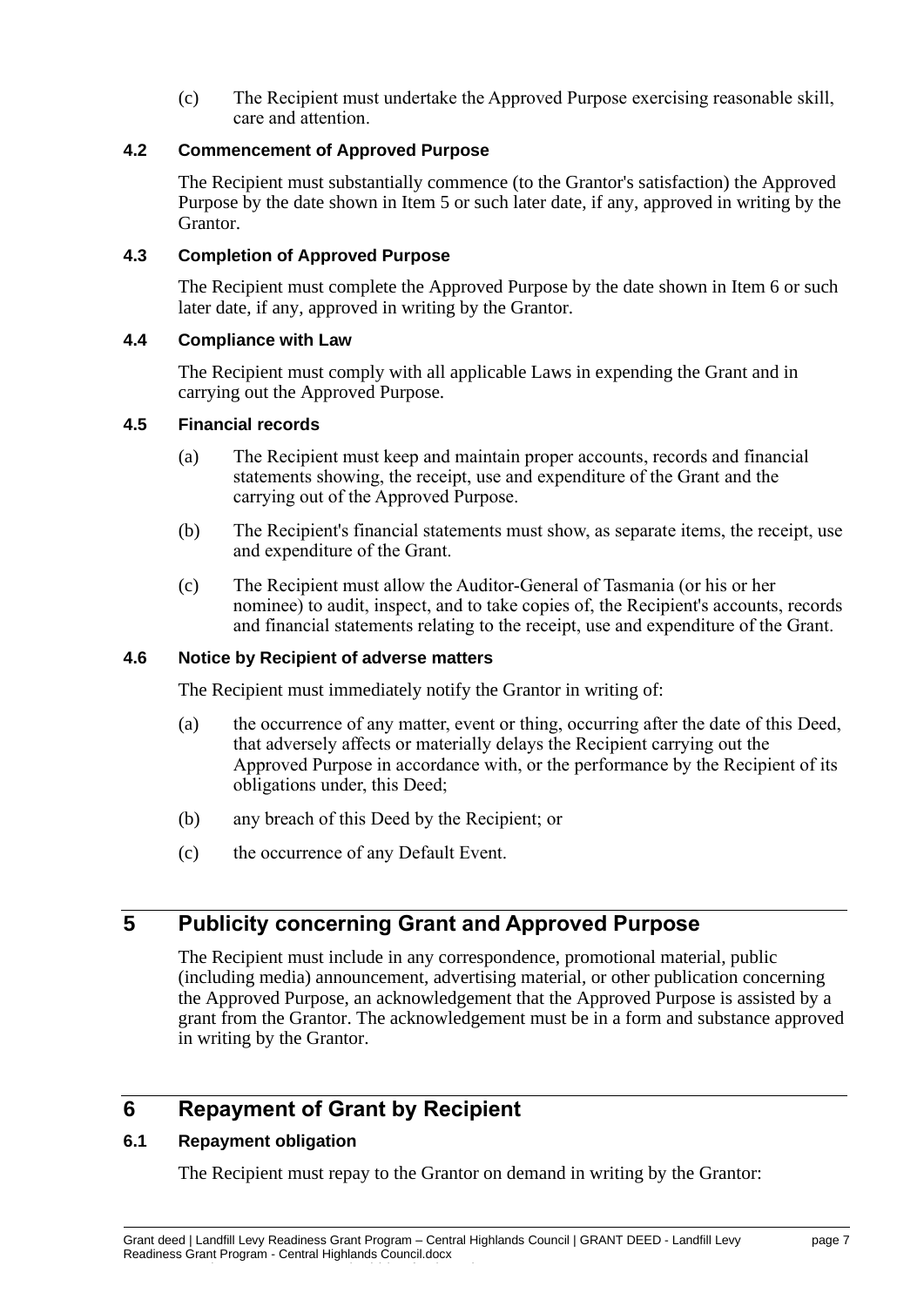(c) The Recipient must undertake the Approved Purpose exercising reasonable skill, care and attention.

### 4.2 Commencement of Approved Purpose

The Recipient must substantially commence (to the Grantor's satisfaction) the Approved Purpose by the date shown in Item 5 or such later date, if any, approved in writing by the Grantor.

### 4.3 Completion of Approved Purpose

The Recipient must complete the Approved Purpose by the date shown in Item 6 or such later date, if any, approved in writing by the Grantor.

### 4.4 Compliance with Law

The Recipient must comply with all applicable Laws in expending the Grant and in carrying out the Approved Purpose.

### 4.5 Financial records

(a) The Recipient must keep and maintain proper accounts, records and financial statements showing, the receipt, use and expenditure of the Grant and the carrying out of the Approved Purpose.

(b) The Recipient's financial statements must show, as separate items, the receipt, use and expenditure of the Grant.

(c) The Recipient must allow the Auditor-General of Tasmania (or his or her nominee) to audit, inspect, and to take copies of, the Recipient's accounts, records and financial statements relating to the receipt, use and expenditure of the Grant.

### 4.6 Notice by Recipient of adverse matters

The Recipient must immediately notify the Grantor in writing of:

(a) the occurrence of any matter, event or thing, occurring after the date of this Deed, that adversely affects or materially delays the Recipient carrying out the Approved Purpose in accordance with, or the performance by the Recipient of its obligations under, this Deed;

(b) any breach of this Deed by the Recipient; or

(c) the occurrence of any Default Event.

## 5 Publicity concerning Grant and Approved Purpose

The Recipient must include in any correspondence, promotional material, public (including media) announcement, advertising material, or other publication concerning the Approved Purpose, an acknowledgement that the Approved Purpose is assisted by a grant from the Grantor. The acknowledgement must be in a form and substance approved in writing by the Grantor.

## 6 Repayment of Grant by Recipient

### 6.1 Repayment obligation

The Recipient must repay to the Grantor on demand in writing by the Grantor: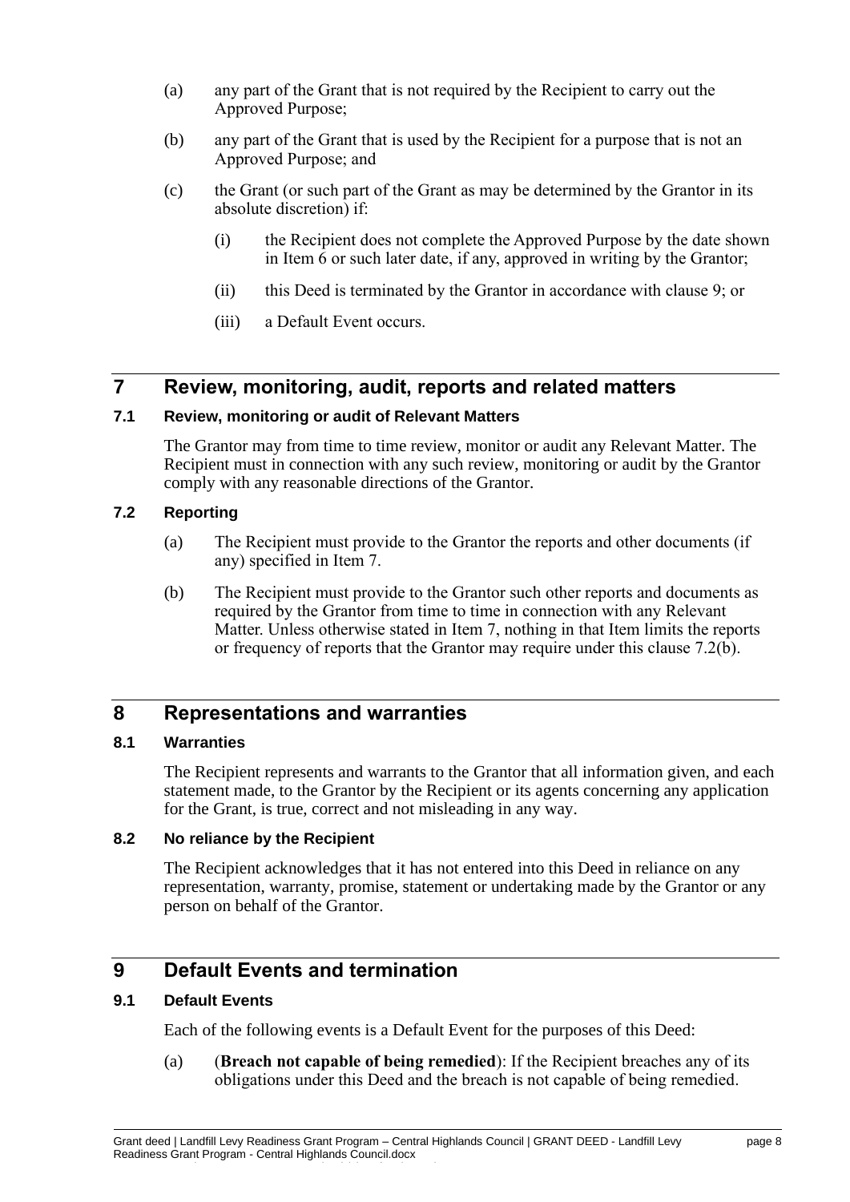(a) any part of the Grant that is not required by the Recipient to carry out the Approved Purpose;

(b) any part of the Grant that is used by the Recipient for a purpose that is not an Approved Purpose; and

(c) the Grant (or such part of the Grant as may be determined by the Grantor in its absolute discretion) if:

  (i) the Recipient does not complete the Approved Purpose by the date shown in Item 6 or such later date, if any, approved in writing by the Grantor;

  (ii) this Deed is terminated by the Grantor in accordance with clause 9; or

  (iii) a Default Event occurs.

## 7 Review, monitoring, audit, reports and related matters

### 7.1 Review, monitoring or audit of Relevant Matters

The Grantor may from time to time review, monitor or audit any Relevant Matter. The Recipient must in connection with any such review, monitoring or audit by the Grantor comply with any reasonable directions of the Grantor.

### 7.2 Reporting

(a) The Recipient must provide to the Grantor the reports and other documents (if any) specified in Item 7.

(b) The Recipient must provide to the Grantor such other reports and documents as required by the Grantor from time to time in connection with any Relevant Matter. Unless otherwise stated in Item 7, nothing in that Item limits the reports or frequency of reports that the Grantor may require under this clause 7.2(b).

## 8 Representations and warranties

### 8.1 Warranties

The Recipient represents and warrants to the Grantor that all information given, and each statement made, to the Grantor by the Recipient or its agents concerning any application for the Grant, is true, correct and not misleading in any way.

### 8.2 No reliance by the Recipient

The Recipient acknowledges that it has not entered into this Deed in reliance on any representation, warranty, promise, statement or undertaking made by the Grantor or any person on behalf of the Grantor.

## 9 Default Events and termination

### 9.1 Default Events

Each of the following events is a Default Event for the purposes of this Deed:

(a) (**Breach not capable of being remedied**): If the Recipient breaches any of its obligations under this Deed and the breach is not capable of being remedied.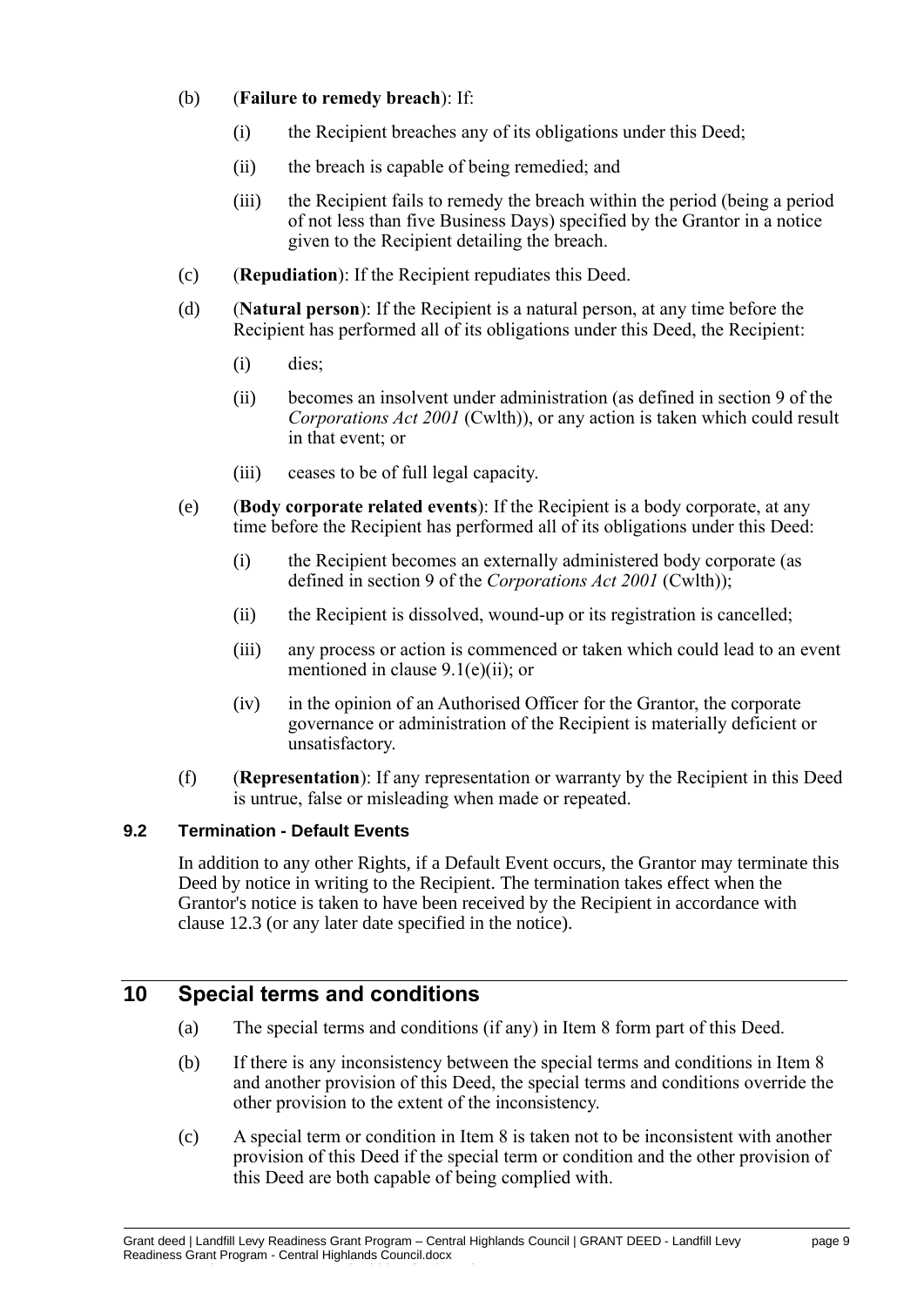(b) (**Failure to remedy breach**): If:

  (i) the Recipient breaches any of its obligations under this Deed;

  (ii) the breach is capable of being remedied; and

  (iii) the Recipient fails to remedy the breach within the period (being a period of not less than five Business Days) specified by the Grantor in a notice given to the Recipient detailing the breach.

(c) (**Repudiation**): If the Recipient repudiates this Deed.

(d) (**Natural person**): If the Recipient is a natural person, at any time before the Recipient has performed all of its obligations under this Deed, the Recipient:

  (i) dies;

  (ii) becomes an insolvent under administration (as defined in section 9 of the *Corporations Act 2001* (Cwlth)), or any action is taken which could result in that event; or

  (iii) ceases to be of full legal capacity.

(e) (**Body corporate related events**): If the Recipient is a body corporate, at any time before the Recipient has performed all of its obligations under this Deed:

  (i) the Recipient becomes an externally administered body corporate (as defined in section 9 of the *Corporations Act 2001* (Cwlth));

  (ii) the Recipient is dissolved, wound-up or its registration is cancelled;

  (iii) any process or action is commenced or taken which could lead to an event mentioned in clause 9.1(e)(ii); or

  (iv) in the opinion of an Authorised Officer for the Grantor, the corporate governance or administration of the Recipient is materially deficient or unsatisfactory.

(f) (**Representation**): If any representation or warranty by the Recipient in this Deed is untrue, false or misleading when made or repeated.

### 9.2 Termination - Default Events

In addition to any other Rights, if a Default Event occurs, the Grantor may terminate this Deed by notice in writing to the Recipient. The termination takes effect when the Grantor's notice is taken to have been received by the Recipient in accordance with clause 12.3 (or any later date specified in the notice).

## 10 Special terms and conditions

(a) The special terms and conditions (if any) in Item 8 form part of this Deed.

(b) If there is any inconsistency between the special terms and conditions in Item 8 and another provision of this Deed, the special terms and conditions override the other provision to the extent of the inconsistency.

(c) A special term or condition in Item 8 is taken not to be inconsistent with another provision of this Deed if the special term or condition and the other provision of this Deed are both capable of being complied with.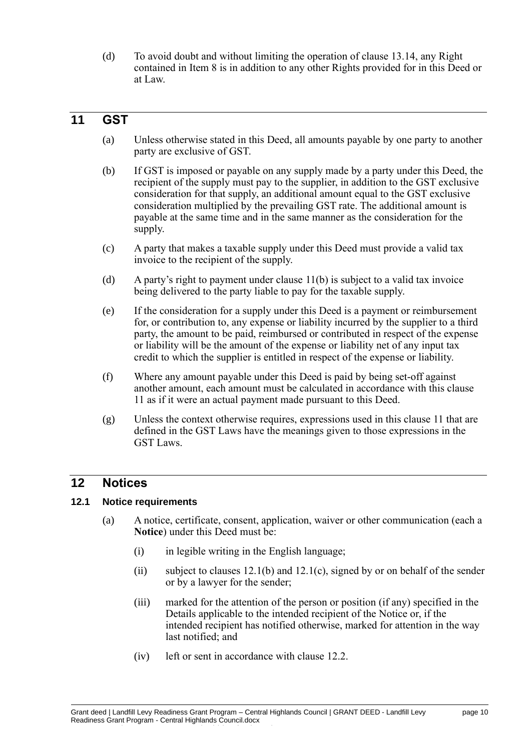(d) To avoid doubt and without limiting the operation of clause 13.14, any Right contained in Item 8 is in addition to any other Rights provided for in this Deed or at Law.

## 11 GST

(a) Unless otherwise stated in this Deed, all amounts payable by one party to another party are exclusive of GST.

(b) If GST is imposed or payable on any supply made by a party under this Deed, the recipient of the supply must pay to the supplier, in addition to the GST exclusive consideration for that supply, an additional amount equal to the GST exclusive consideration multiplied by the prevailing GST rate. The additional amount is payable at the same time and in the same manner as the consideration for the supply.

(c) A party that makes a taxable supply under this Deed must provide a valid tax invoice to the recipient of the supply.

(d) A party's right to payment under clause 11(b) is subject to a valid tax invoice being delivered to the party liable to pay for the taxable supply.

(e) If the consideration for a supply under this Deed is a payment or reimbursement for, or contribution to, any expense or liability incurred by the supplier to a third party, the amount to be paid, reimbursed or contributed in respect of the expense or liability will be the amount of the expense or liability net of any input tax credit to which the supplier is entitled in respect of the expense or liability.

(f) Where any amount payable under this Deed is paid by being set-off against another amount, each amount must be calculated in accordance with this clause 11 as if it were an actual payment made pursuant to this Deed.

(g) Unless the context otherwise requires, expressions used in this clause 11 that are defined in the GST Laws have the meanings given to those expressions in the GST Laws.

## 12 Notices

### 12.1 Notice requirements

(a) A notice, certificate, consent, application, waiver or other communication (each a **Notice**) under this Deed must be:

(i) in legible writing in the English language;

(ii) subject to clauses 12.1(b) and 12.1(c), signed by or on behalf of the sender or by a lawyer for the sender;

(iii) marked for the attention of the person or position (if any) specified in the Details applicable to the intended recipient of the Notice or, if the intended recipient has notified otherwise, marked for attention in the way last notified; and

(iv) left or sent in accordance with clause 12.2.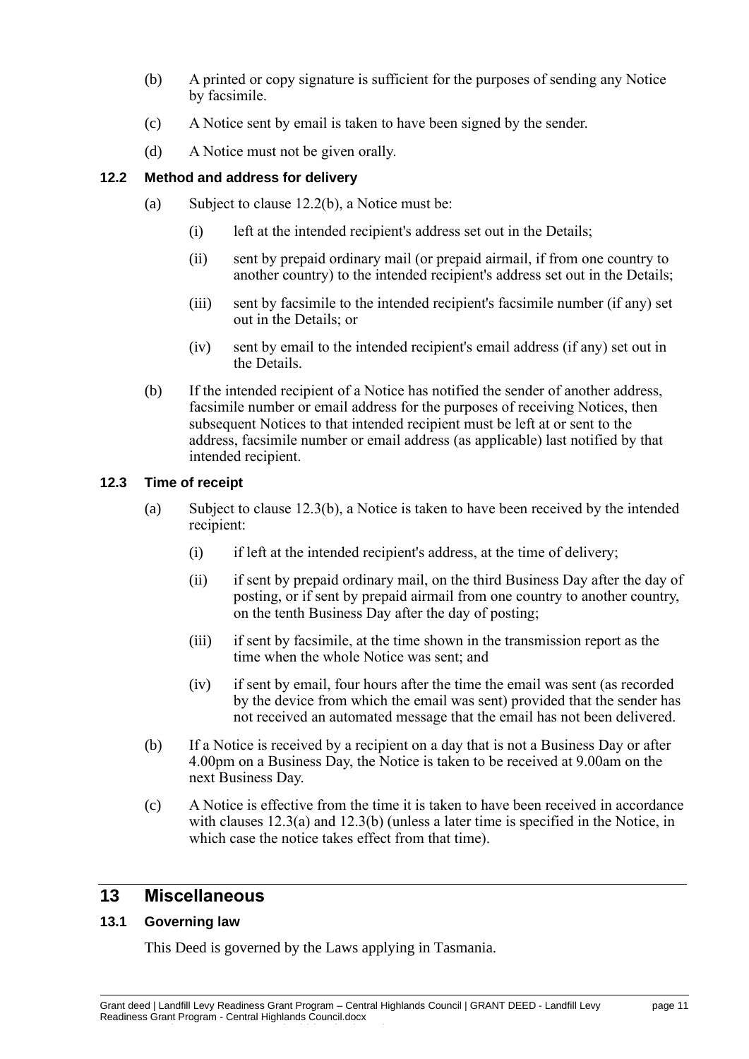(b) A printed or copy signature is sufficient for the purposes of sending any Notice by facsimile.

(c) A Notice sent by email is taken to have been signed by the sender.

(d) A Notice must not be given orally.

### 12.2 Method and address for delivery

(a) Subject to clause 12.2(b), a Notice must be:

(i) left at the intended recipient's address set out in the Details;

(ii) sent by prepaid ordinary mail (or prepaid airmail, if from one country to another country) to the intended recipient's address set out in the Details;

(iii) sent by facsimile to the intended recipient's facsimile number (if any) set out in the Details; or

(iv) sent by email to the intended recipient's email address (if any) set out in the Details.

(b) If the intended recipient of a Notice has notified the sender of another address, facsimile number or email address for the purposes of receiving Notices, then subsequent Notices to that intended recipient must be left at or sent to the address, facsimile number or email address (as applicable) last notified by that intended recipient.

### 12.3 Time of receipt

(a) Subject to clause 12.3(b), a Notice is taken to have been received by the intended recipient:

(i) if left at the intended recipient's address, at the time of delivery;

(ii) if sent by prepaid ordinary mail, on the third Business Day after the day of posting, or if sent by prepaid airmail from one country to another country, on the tenth Business Day after the day of posting;

(iii) if sent by facsimile, at the time shown in the transmission report as the time when the whole Notice was sent; and

(iv) if sent by email, four hours after the time the email was sent (as recorded by the device from which the email was sent) provided that the sender has not received an automated message that the email has not been delivered.

(b) If a Notice is received by a recipient on a day that is not a Business Day or after 4.00pm on a Business Day, the Notice is taken to be received at 9.00am on the next Business Day.

(c) A Notice is effective from the time it is taken to have been received in accordance with clauses 12.3(a) and 12.3(b) (unless a later time is specified in the Notice, in which case the notice takes effect from that time).

## 13 Miscellaneous

### 13.1 Governing law

This Deed is governed by the Laws applying in Tasmania.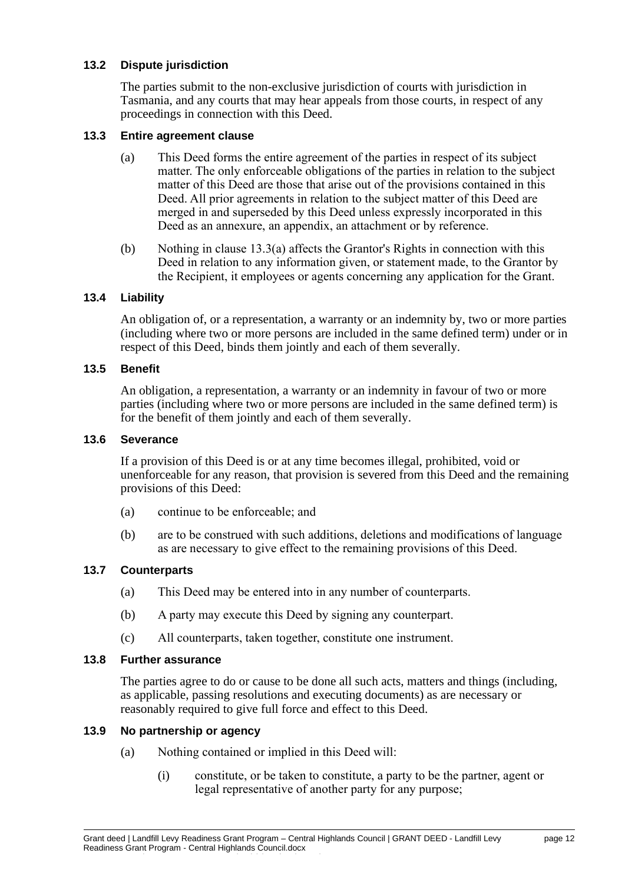### 13.2 Dispute jurisdiction

The parties submit to the non-exclusive jurisdiction of courts with jurisdiction in Tasmania, and any courts that may hear appeals from those courts, in respect of any proceedings in connection with this Deed.

### 13.3 Entire agreement clause

(a) This Deed forms the entire agreement of the parties in respect of its subject matter. The only enforceable obligations of the parties in relation to the subject matter of this Deed are those that arise out of the provisions contained in this Deed. All prior agreements in relation to the subject matter of this Deed are merged in and superseded by this Deed unless expressly incorporated in this Deed as an annexure, an appendix, an attachment or by reference.

(b) Nothing in clause 13.3(a) affects the Grantor's Rights in connection with this Deed in relation to any information given, or statement made, to the Grantor by the Recipient, it employees or agents concerning any application for the Grant.

### 13.4 Liability

An obligation of, or a representation, a warranty or an indemnity by, two or more parties (including where two or more persons are included in the same defined term) under or in respect of this Deed, binds them jointly and each of them severally.

### 13.5 Benefit

An obligation, a representation, a warranty or an indemnity in favour of two or more parties (including where two or more persons are included in the same defined term) is for the benefit of them jointly and each of them severally.

### 13.6 Severance

If a provision of this Deed is or at any time becomes illegal, prohibited, void or unenforceable for any reason, that provision is severed from this Deed and the remaining provisions of this Deed:

(a) continue to be enforceable; and

(b) are to be construed with such additions, deletions and modifications of language as are necessary to give effect to the remaining provisions of this Deed.

### 13.7 Counterparts

(a) This Deed may be entered into in any number of counterparts.

(b) A party may execute this Deed by signing any counterpart.

(c) All counterparts, taken together, constitute one instrument.

### 13.8 Further assurance

The parties agree to do or cause to be done all such acts, matters and things (including, as applicable, passing resolutions and executing documents) as are necessary or reasonably required to give full force and effect to this Deed.

### 13.9 No partnership or agency

(a) Nothing contained or implied in this Deed will:

(i) constitute, or be taken to constitute, a party to be the partner, agent or legal representative of another party for any purpose;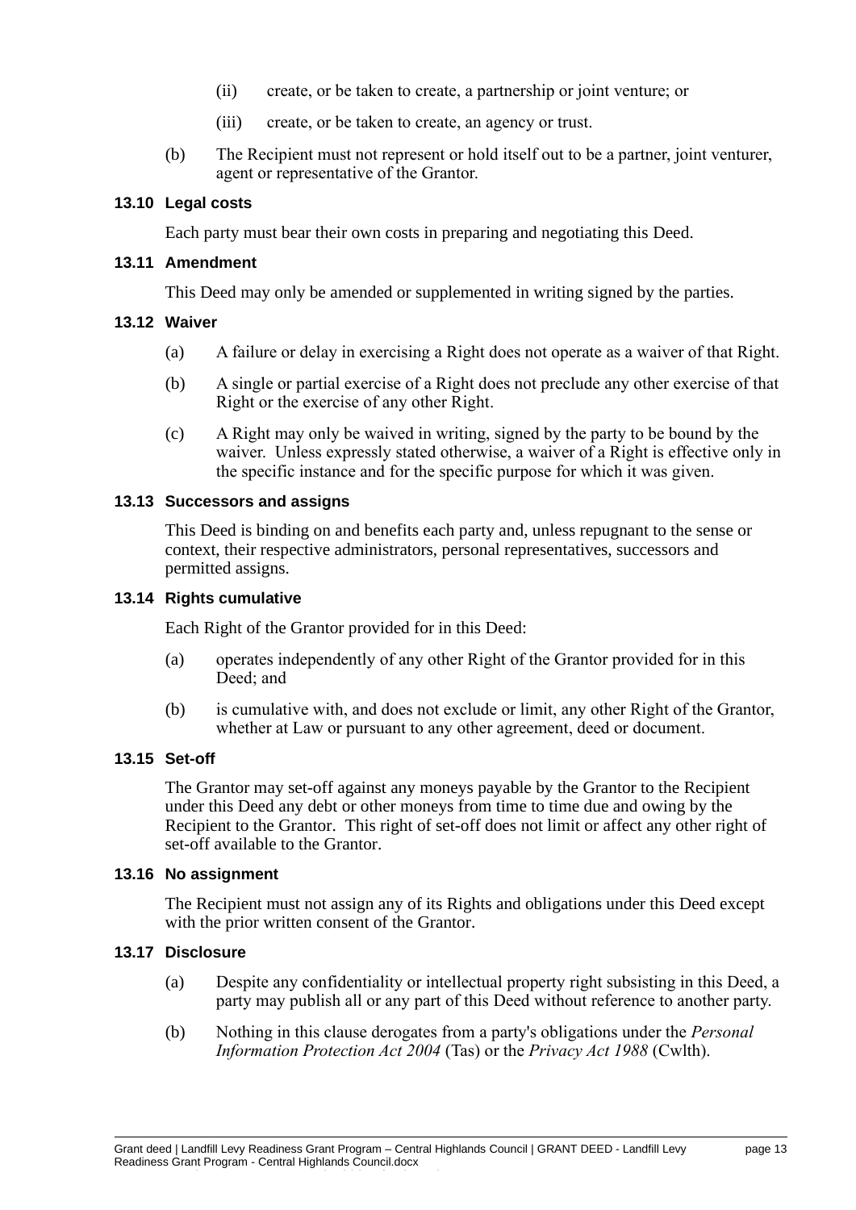(ii) create, or be taken to create, a partnership or joint venture; or

(iii) create, or be taken to create, an agency or trust.

(b) The Recipient must not represent or hold itself out to be a partner, joint venturer, agent or representative of the Grantor.

### 13.10 Legal costs

Each party must bear their own costs in preparing and negotiating this Deed.

### 13.11 Amendment

This Deed may only be amended or supplemented in writing signed by the parties.

### 13.12 Waiver

(a) A failure or delay in exercising a Right does not operate as a waiver of that Right.

(b) A single or partial exercise of a Right does not preclude any other exercise of that Right or the exercise of any other Right.

(c) A Right may only be waived in writing, signed by the party to be bound by the waiver. Unless expressly stated otherwise, a waiver of a Right is effective only in the specific instance and for the specific purpose for which it was given.

### 13.13 Successors and assigns

This Deed is binding on and benefits each party and, unless repugnant to the sense or context, their respective administrators, personal representatives, successors and permitted assigns.

### 13.14 Rights cumulative

Each Right of the Grantor provided for in this Deed:

(a) operates independently of any other Right of the Grantor provided for in this Deed; and

(b) is cumulative with, and does not exclude or limit, any other Right of the Grantor, whether at Law or pursuant to any other agreement, deed or document.

### 13.15 Set-off

The Grantor may set-off against any moneys payable by the Grantor to the Recipient under this Deed any debt or other moneys from time to time due and owing by the Recipient to the Grantor. This right of set-off does not limit or affect any other right of set-off available to the Grantor.

### 13.16 No assignment

The Recipient must not assign any of its Rights and obligations under this Deed except with the prior written consent of the Grantor.

### 13.17 Disclosure

(a) Despite any confidentiality or intellectual property right subsisting in this Deed, a party may publish all or any part of this Deed without reference to another party.

(b) Nothing in this clause derogates from a party's obligations under the *Personal Information Protection Act 2004* (Tas) or the *Privacy Act 1988* (Cwlth).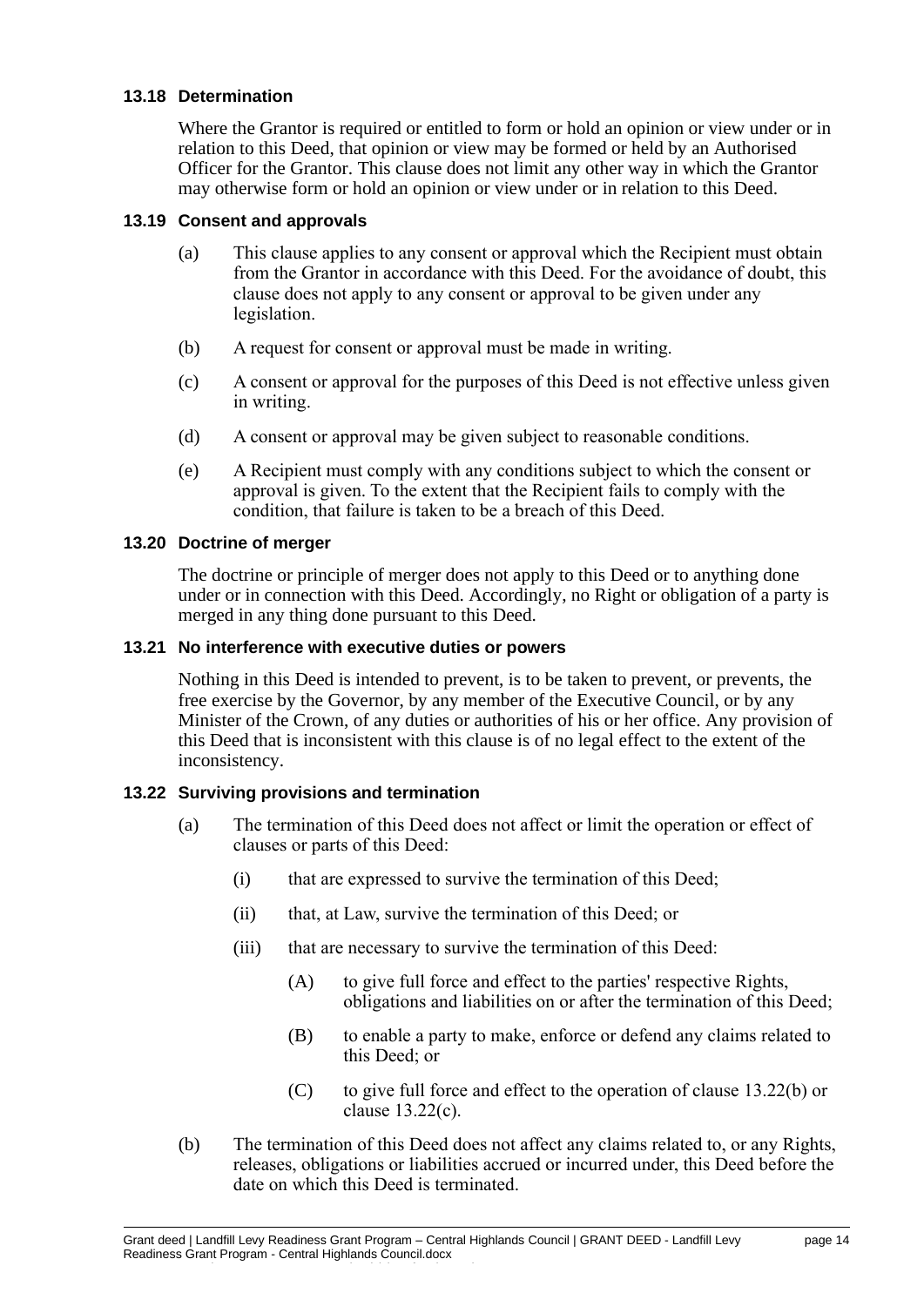### 13.18 Determination

Where the Grantor is required or entitled to form or hold an opinion or view under or in relation to this Deed, that opinion or view may be formed or held by an Authorised Officer for the Grantor. This clause does not limit any other way in which the Grantor may otherwise form or hold an opinion or view under or in relation to this Deed.

### 13.19 Consent and approvals

(a) This clause applies to any consent or approval which the Recipient must obtain from the Grantor in accordance with this Deed. For the avoidance of doubt, this clause does not apply to any consent or approval to be given under any legislation.

(b) A request for consent or approval must be made in writing.

(c) A consent or approval for the purposes of this Deed is not effective unless given in writing.

(d) A consent or approval may be given subject to reasonable conditions.

(e) A Recipient must comply with any conditions subject to which the consent or approval is given. To the extent that the Recipient fails to comply with the condition, that failure is taken to be a breach of this Deed.

### 13.20 Doctrine of merger

The doctrine or principle of merger does not apply to this Deed or to anything done under or in connection with this Deed. Accordingly, no Right or obligation of a party is merged in any thing done pursuant to this Deed.

### 13.21 No interference with executive duties or powers

Nothing in this Deed is intended to prevent, is to be taken to prevent, or prevents, the free exercise by the Governor, by any member of the Executive Council, or by any Minister of the Crown, of any duties or authorities of his or her office. Any provision of this Deed that is inconsistent with this clause is of no legal effect to the extent of the inconsistency.

### 13.22 Surviving provisions and termination

(a) The termination of this Deed does not affect or limit the operation or effect of clauses or parts of this Deed:

  (i) that are expressed to survive the termination of this Deed;

  (ii) that, at Law, survive the termination of this Deed; or

  (iii) that are necessary to survive the termination of this Deed:

    (A) to give full force and effect to the parties' respective Rights, obligations and liabilities on or after the termination of this Deed;

    (B) to enable a party to make, enforce or defend any claims related to this Deed; or

    (C) to give full force and effect to the operation of clause 13.22(b) or clause 13.22(c).

(b) The termination of this Deed does not affect any claims related to, or any Rights, releases, obligations or liabilities accrued or incurred under, this Deed before the date on which this Deed is terminated.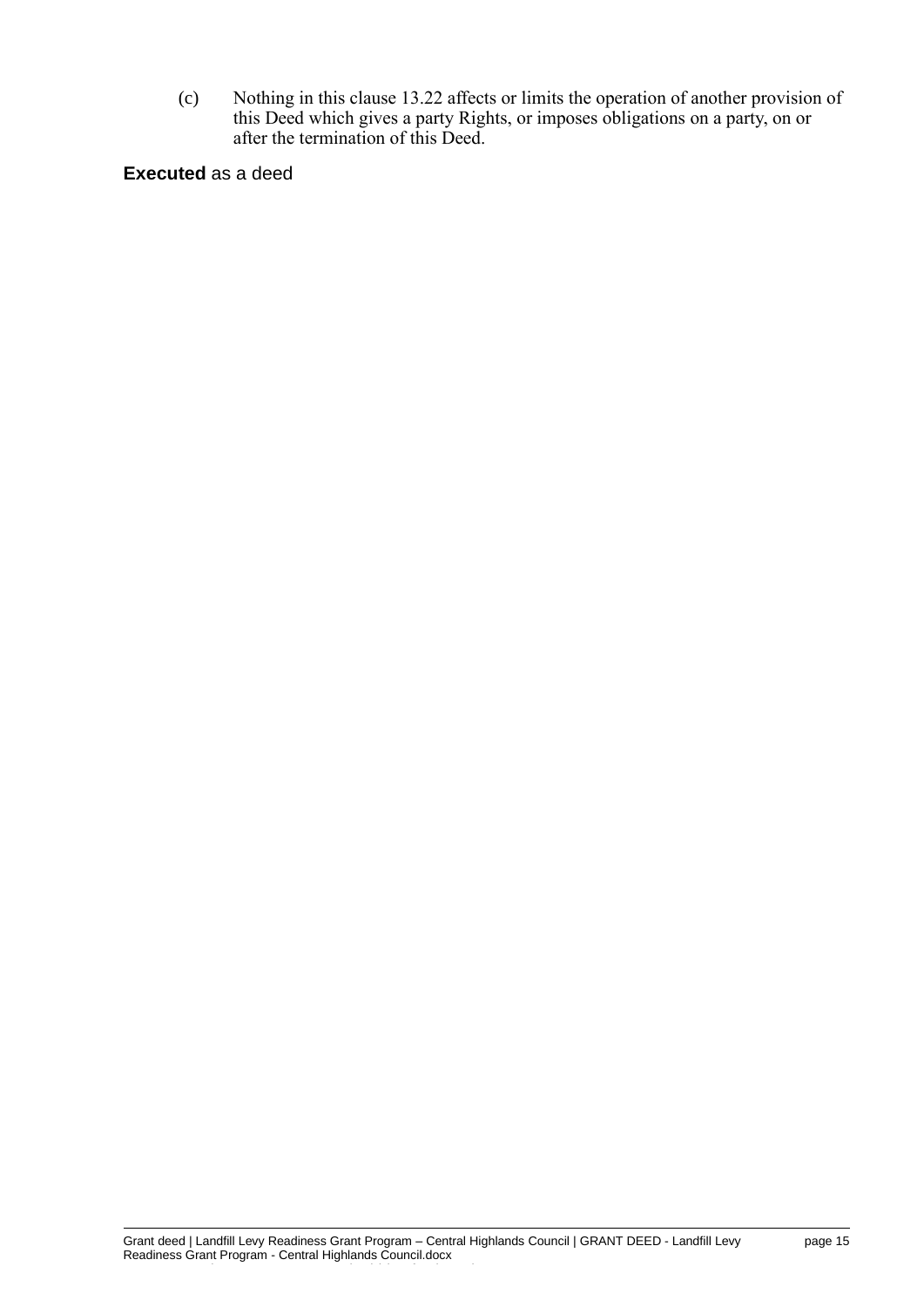(c) Nothing in this clause 13.22 affects or limits the operation of another provision of this Deed which gives a party Rights, or imposes obligations on a party, on or after the termination of this Deed.

**Executed** as a deed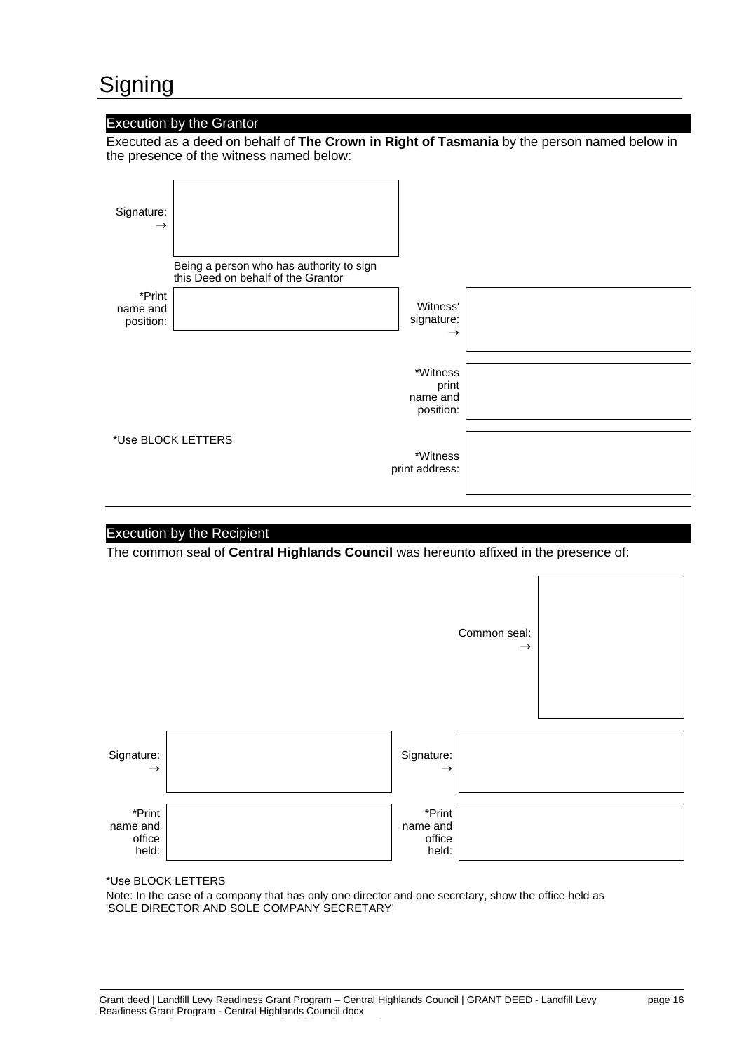# Signing

## Execution by the Grantor

Executed as a deed on behalf of **The Crown in Right of Tasmania** by the person named below in the presence of the witness named below:

| | | | |
|---|---|---|---|
| Signature: → | | | |
| | Being a person who has authority to sign this Deed on behalf of the Grantor | | |
| *Print name and position: | | Witness' signature: → | |
| | | *Witness print name and position: | |
| *Use BLOCK LETTERS | | *Witness print address: | |

## Execution by the Recipient

The common seal of **Central Highlands Council** was hereunto affixed in the presence of:

| | | | |
|---|---|---|---|
| | | Common seal: → | |
| Signature: → | | Signature: → | |
| *Print name and office held: | | *Print name and office held: | |

*Use BLOCK LETTERS

Note: In the case of a company that has only one director and one secretary, show the office held as 'SOLE DIRECTOR AND SOLE COMPANY SECRETARY'